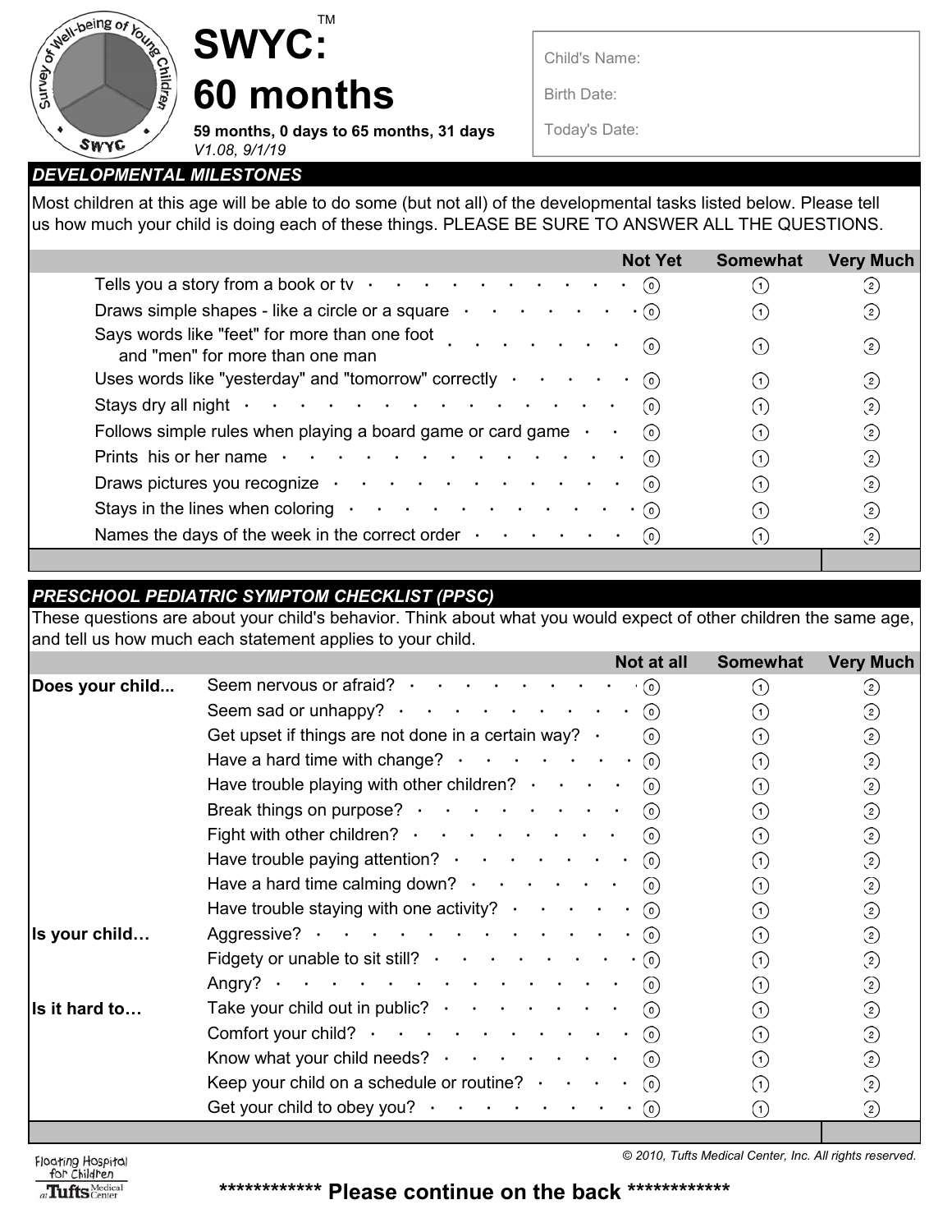# SWYC™: 60 months

**59 months, 0 days to 65 months, 31 days**
*V1.08, 9/1/19*

Child's Name:

Birth Date:

Today's Date:

## DEVELOPMENTAL MILESTONES

Most children at this age will be able to do some (but not all) of the developmental tasks listed below. Please tell us how much your child is doing each of these things. PLEASE BE SURE TO ANSWER ALL THE QUESTIONS.

| | Not Yet | Somewhat | Very Much |
|---|---|---|---|
| Tells you a story from a book or tv | 0 | 1 | 2 |
| Draws simple shapes - like a circle or a square | 0 | 1 | 2 |
| Says words like "feet" for more than one foot and "men" for more than one man | 0 | 1 | 2 |
| Uses words like "yesterday" and "tomorrow" correctly | 0 | 1 | 2 |
| Stays dry all night | 0 | 1 | 2 |
| Follows simple rules when playing a board game or card game | 0 | 1 | 2 |
| Prints his or her name | 0 | 1 | 2 |
| Draws pictures you recognize | 0 | 1 | 2 |
| Stays in the lines when coloring | 0 | 1 | 2 |
| Names the days of the week in the correct order | 0 | 1 | 2 |

## PRESCHOOL PEDIATRIC SYMPTOM CHECKLIST (PPSC)

These questions are about your child's behavior. Think about what you would expect of other children the same age, and tell us how much each statement applies to your child.

| | | Not at all | Somewhat | Very Much |
|---|---|---|---|---|
| **Does your child...** | Seem nervous or afraid? | 0 | 1 | 2 |
| | Seem sad or unhappy? | 0 | 1 | 2 |
| | Get upset if things are not done in a certain way? | 0 | 1 | 2 |
| | Have a hard time with change? | 0 | 1 | 2 |
| | Have trouble playing with other children? | 0 | 1 | 2 |
| | Break things on purpose? | 0 | 1 | 2 |
| | Fight with other children? | 0 | 1 | 2 |
| | Have trouble paying attention? | 0 | 1 | 2 |
| | Have a hard time calming down? | 0 | 1 | 2 |
| | Have trouble staying with one activity? | 0 | 1 | 2 |
| **Is your child…** | Aggressive? | 0 | 1 | 2 |
| | Fidgety or unable to sit still? | 0 | 1 | 2 |
| | Angry? | 0 | 1 | 2 |
| **Is it hard to…** | Take your child out in public? | 0 | 1 | 2 |
| | Comfort your child? | 0 | 1 | 2 |
| | Know what your child needs? | 0 | 1 | 2 |
| | Keep your child on a schedule or routine? | 0 | 1 | 2 |
| | Get your child to obey you? | 0 | 1 | 2 |

*© 2010, Tufts Medical Center, Inc. All rights reserved.*

Floating Hospital for Children at Tufts Medical Center

**************** Please continue on the back ****************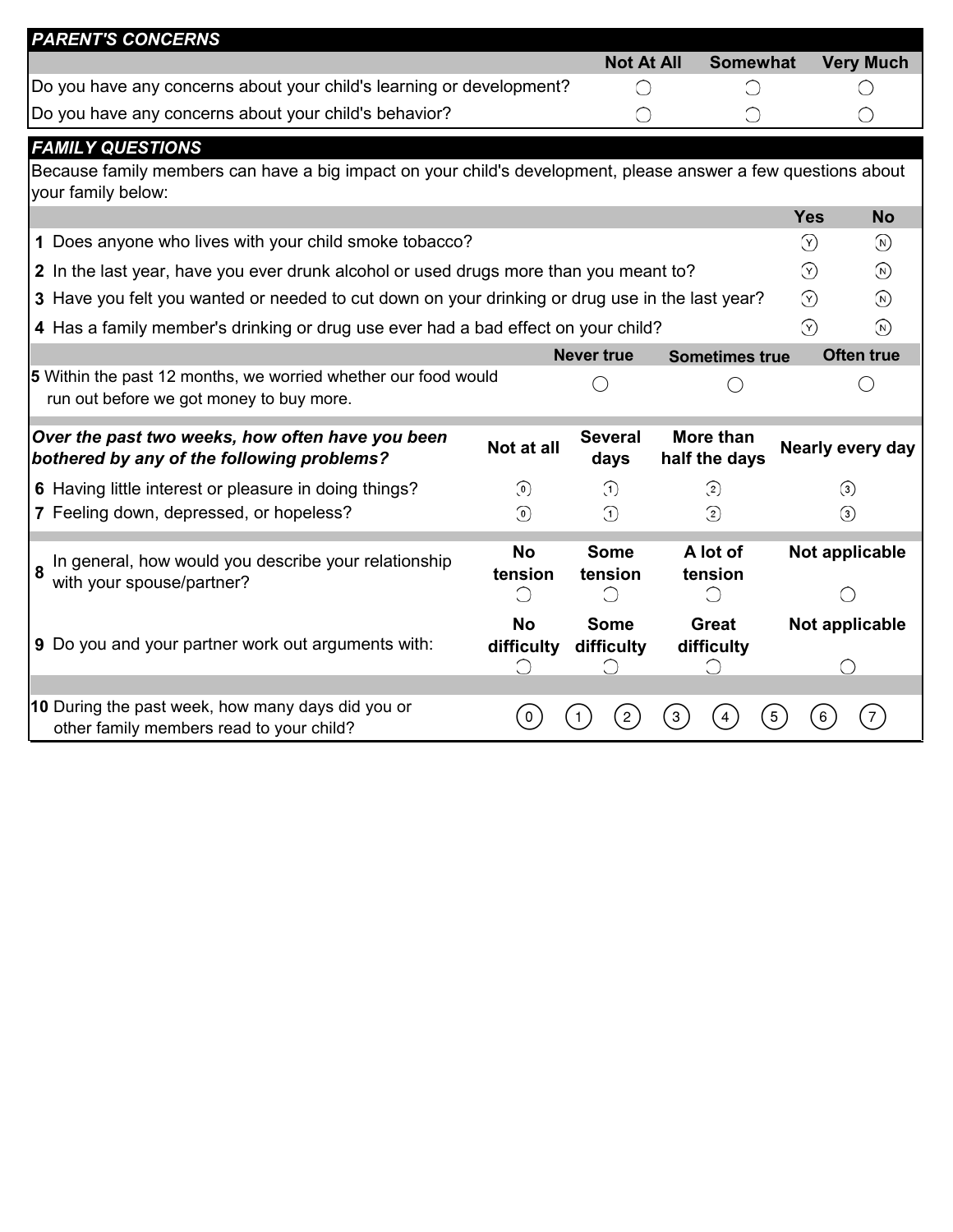## PARENT'S CONCERNS

| | Not At All | Somewhat | Very Much |
|---|---|---|---|
| Do you have any concerns about your child's learning or development? | ◯ | ◯ | ◯ |
| Do you have any concerns about your child's behavior? | ◯ | ◯ | ◯ |

## FAMILY QUESTIONS

Because family members can have a big impact on your child's development, please answer a few questions about your family below:

| | Yes | No |
|---|---|---|
| **1** Does anyone who lives with your child smoke tobacco? | Y | N |
| **2** In the last year, have you ever drunk alcohol or used drugs more than you meant to? | Y | N |
| **3** Have you felt you wanted or needed to cut down on your drinking or drug use in the last year? | Y | N |
| **4** Has a family member's drinking or drug use ever had a bad effect on your child? | Y | N |

| | Never true | Sometimes true | Often true |
|---|---|---|---|
| **5** Within the past 12 months, we worried whether our food would run out before we got money to buy more. | ◯ | ◯ | ◯ |

| ***Over the past two weeks, how often have you been bothered by any of the following problems?*** | Not at all | Several days | More than half the days | Nearly every day |
|---|---|---|---|---|
| **6** Having little interest or pleasure in doing things? | 0 | 1 | 2 | 3 |
| **7** Feeling down, depressed, or hopeless? | 0 | 1 | 2 | 3 |

| | No tension | Some tension | A lot of tension | Not applicable |
|---|---|---|---|---|
| **8** In general, how would you describe your relationship with your spouse/partner? | ◯ | ◯ | ◯ | ◯ |

| | No difficulty | Some difficulty | Great difficulty | Not applicable |
|---|---|---|---|---|
| **9** Do you and your partner work out arguments with: | ◯ | ◯ | ◯ | ◯ |

| | | | | | | | | |
|---|---|---|---|---|---|---|---|---|
| **10** During the past week, how many days did you or other family members read to your child? | 0 | 1 | 2 | 3 | 4 | 5 | 6 | 7 |